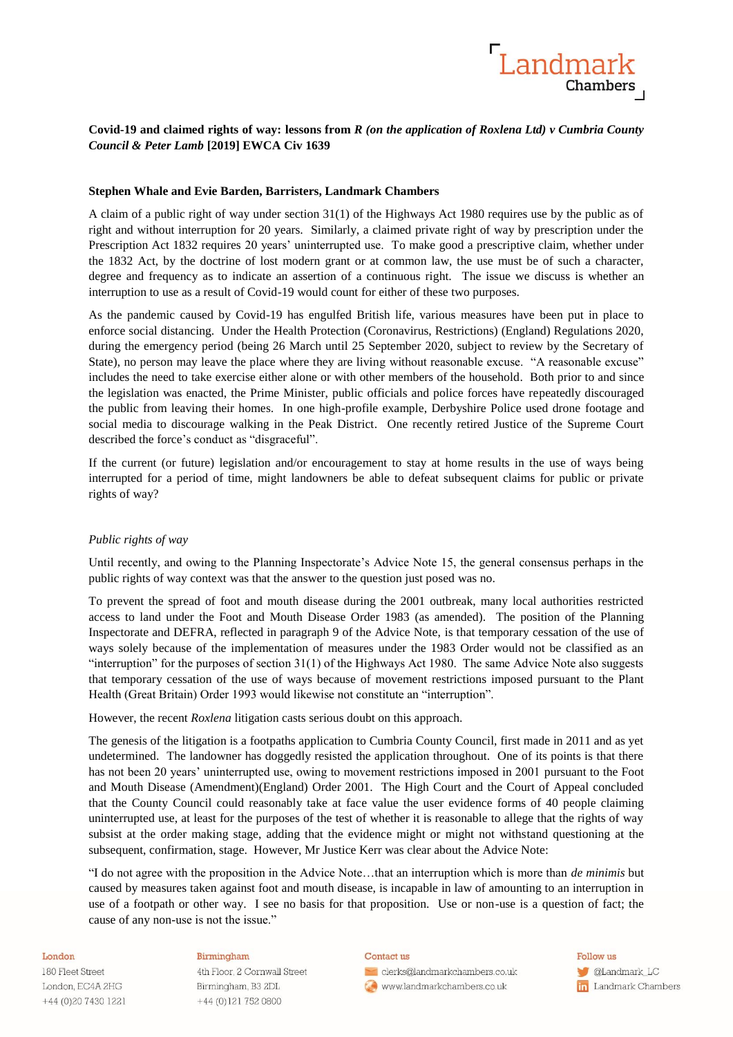**Covid-19 and claimed rights of way: lessons from *R (on the application of Roxlena Ltd) v Cumbria County Council & Peter Lamb* [2019] EWCA Civ 1639**

**Stephen Whale and Evie Barden, Barristers, Landmark Chambers**

A claim of a public right of way under section 31(1) of the Highways Act 1980 requires use by the public as of right and without interruption for 20 years. Similarly, a claimed private right of way by prescription under the Prescription Act 1832 requires 20 years' uninterrupted use. To make good a prescriptive claim, whether under the 1832 Act, by the doctrine of lost modern grant or at common law, the use must be of such a character, degree and frequency as to indicate an assertion of a continuous right. The issue we discuss is whether an interruption to use as a result of Covid-19 would count for either of these two purposes.

As the pandemic caused by Covid-19 has engulfed British life, various measures have been put in place to enforce social distancing. Under the Health Protection (Coronavirus, Restrictions) (England) Regulations 2020, during the emergency period (being 26 March until 25 September 2020, subject to review by the Secretary of State), no person may leave the place where they are living without reasonable excuse. "A reasonable excuse" includes the need to take exercise either alone or with other members of the household. Both prior to and since the legislation was enacted, the Prime Minister, public officials and police forces have repeatedly discouraged the public from leaving their homes. In one high-profile example, Derbyshire Police used drone footage and social media to discourage walking in the Peak District. One recently retired Justice of the Supreme Court described the force's conduct as "disgraceful".

If the current (or future) legislation and/or encouragement to stay at home results in the use of ways being interrupted for a period of time, might landowners be able to defeat subsequent claims for public or private rights of way?

*Public rights of way*

Until recently, and owing to the Planning Inspectorate's Advice Note 15, the general consensus perhaps in the public rights of way context was that the answer to the question just posed was no.

To prevent the spread of foot and mouth disease during the 2001 outbreak, many local authorities restricted access to land under the Foot and Mouth Disease Order 1983 (as amended). The position of the Planning Inspectorate and DEFRA, reflected in paragraph 9 of the Advice Note, is that temporary cessation of the use of ways solely because of the implementation of measures under the 1983 Order would not be classified as an "interruption" for the purposes of section 31(1) of the Highways Act 1980. The same Advice Note also suggests that temporary cessation of the use of ways because of movement restrictions imposed pursuant to the Plant Health (Great Britain) Order 1993 would likewise not constitute an "interruption".

However, the recent *Roxlena* litigation casts serious doubt on this approach.

The genesis of the litigation is a footpaths application to Cumbria County Council, first made in 2011 and as yet undetermined. The landowner has doggedly resisted the application throughout. One of its points is that there has not been 20 years' uninterrupted use, owing to movement restrictions imposed in 2001 pursuant to the Foot and Mouth Disease (Amendment)(England) Order 2001. The High Court and the Court of Appeal concluded that the County Council could reasonably take at face value the user evidence forms of 40 people claiming uninterrupted use, at least for the purposes of the test of whether it is reasonable to allege that the rights of way subsist at the order making stage, adding that the evidence might or might not withstand questioning at the subsequent, confirmation, stage. However, Mr Justice Kerr was clear about the Advice Note:

"I do not agree with the proposition in the Advice Note…that an interruption which is more than *de minimis* but caused by measures taken against foot and mouth disease, is incapable in law of amounting to an interruption in use of a footpath or other way. I see no basis for that proposition. Use or non-use is a question of fact; the cause of any non-use is not the issue."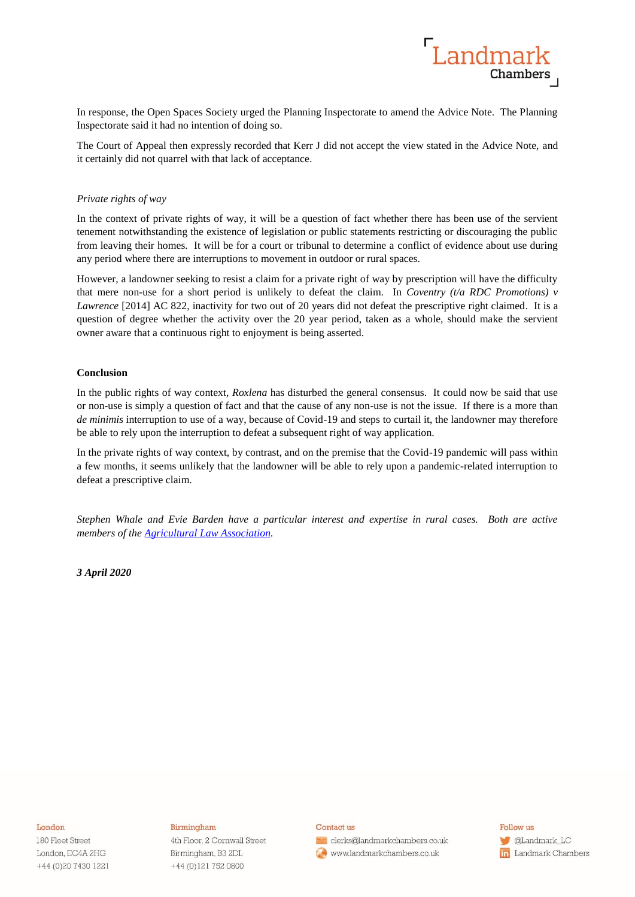In response, the Open Spaces Society urged the Planning Inspectorate to amend the Advice Note. The Planning Inspectorate said it had no intention of doing so.

The Court of Appeal then expressly recorded that Kerr J did not accept the view stated in the Advice Note, and it certainly did not quarrel with that lack of acceptance.

*Private rights of way*

In the context of private rights of way, it will be a question of fact whether there has been use of the servient tenement notwithstanding the existence of legislation or public statements restricting or discouraging the public from leaving their homes. It will be for a court or tribunal to determine a conflict of evidence about use during any period where there are interruptions to movement in outdoor or rural spaces.

However, a landowner seeking to resist a claim for a private right of way by prescription will have the difficulty that mere non-use for a short period is unlikely to defeat the claim. In *Coventry (t/a RDC Promotions) v Lawrence* [2014] AC 822, inactivity for two out of 20 years did not defeat the prescriptive right claimed. It is a question of degree whether the activity over the 20 year period, taken as a whole, should make the servient owner aware that a continuous right to enjoyment is being asserted.

**Conclusion**

In the public rights of way context, *Roxlena* has disturbed the general consensus. It could now be said that use or non-use is simply a question of fact and that the cause of any non-use is not the issue. If there is a more than *de minimis* interruption to use of a way, because of Covid-19 and steps to curtail it, the landowner may therefore be able to rely upon the interruption to defeat a subsequent right of way application.

In the private rights of way context, by contrast, and on the premise that the Covid-19 pandemic will pass within a few months, it seems unlikely that the landowner will be able to rely upon a pandemic-related interruption to defeat a prescriptive claim.

*Stephen Whale and Evie Barden have a particular interest and expertise in rural cases. Both are active members of the Agricultural Law Association.*

***3 April 2020***